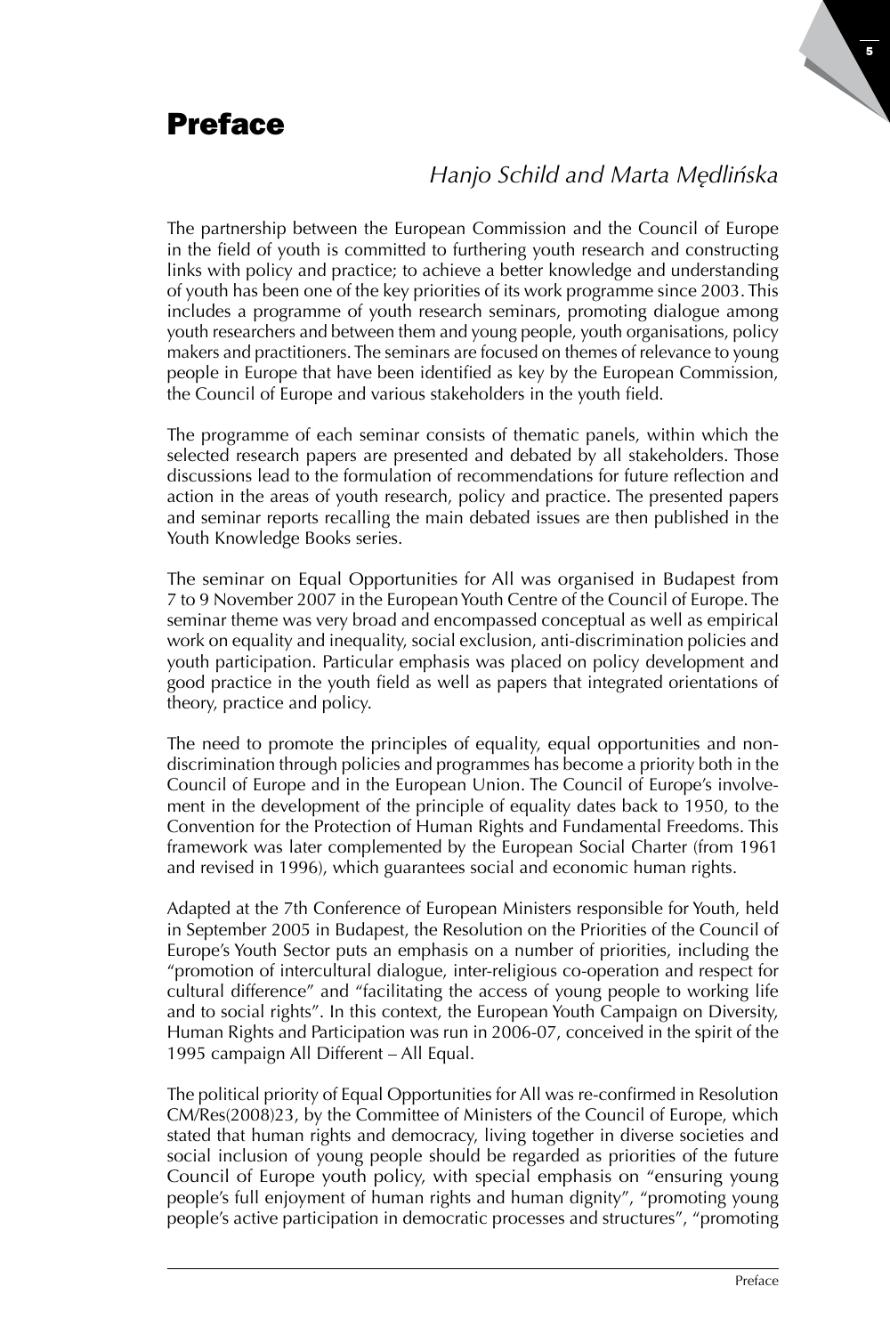# Preface

*Hanjo Schild and Marta Mędlińska*

The partnership between the European Commission and the Council of Europe in the field of youth is committed to furthering youth research and constructing links with policy and practice; to achieve a better knowledge and understanding of youth has been one of the key priorities of its work programme since 2003. This includes a programme of youth research seminars, promoting dialogue among youth researchers and between them and young people, youth organisations, policy makers and practitioners. The seminars are focused on themes of relevance to young people in Europe that have been identified as key by the European Commission, the Council of Europe and various stakeholders in the youth field.

The programme of each seminar consists of thematic panels, within which the selected research papers are presented and debated by all stakeholders. Those discussions lead to the formulation of recommendations for future reflection and action in the areas of youth research, policy and practice. The presented papers and seminar reports recalling the main debated issues are then published in the Youth Knowledge Books series.

The seminar on Equal Opportunities for All was organised in Budapest from 7 to 9 November 2007 in the European Youth Centre of the Council of Europe. The seminar theme was very broad and encompassed conceptual as well as empirical work on equality and inequality, social exclusion, anti-discrimination policies and youth participation. Particular emphasis was placed on policy development and good practice in the youth field as well as papers that integrated orientations of theory, practice and policy.

The need to promote the principles of equality, equal opportunities and non-discrimination through policies and programmes has become a priority both in the Council of Europe and in the European Union. The Council of Europe's involvement in the development of the principle of equality dates back to 1950, to the Convention for the Protection of Human Rights and Fundamental Freedoms. This framework was later complemented by the European Social Charter (from 1961 and revised in 1996), which guarantees social and economic human rights.

Adapted at the 7th Conference of European Ministers responsible for Youth, held in September 2005 in Budapest, the Resolution on the Priorities of the Council of Europe's Youth Sector puts an emphasis on a number of priorities, including the "promotion of intercultural dialogue, inter-religious co-operation and respect for cultural difference" and "facilitating the access of young people to working life and to social rights". In this context, the European Youth Campaign on Diversity, Human Rights and Participation was run in 2006-07, conceived in the spirit of the 1995 campaign All Different – All Equal.

The political priority of Equal Opportunities for All was re-confirmed in Resolution CM/Res(2008)23, by the Committee of Ministers of the Council of Europe, which stated that human rights and democracy, living together in diverse societies and social inclusion of young people should be regarded as priorities of the future Council of Europe youth policy, with special emphasis on "ensuring young people's full enjoyment of human rights and human dignity", "promoting young people's active participation in democratic processes and structures", "promoting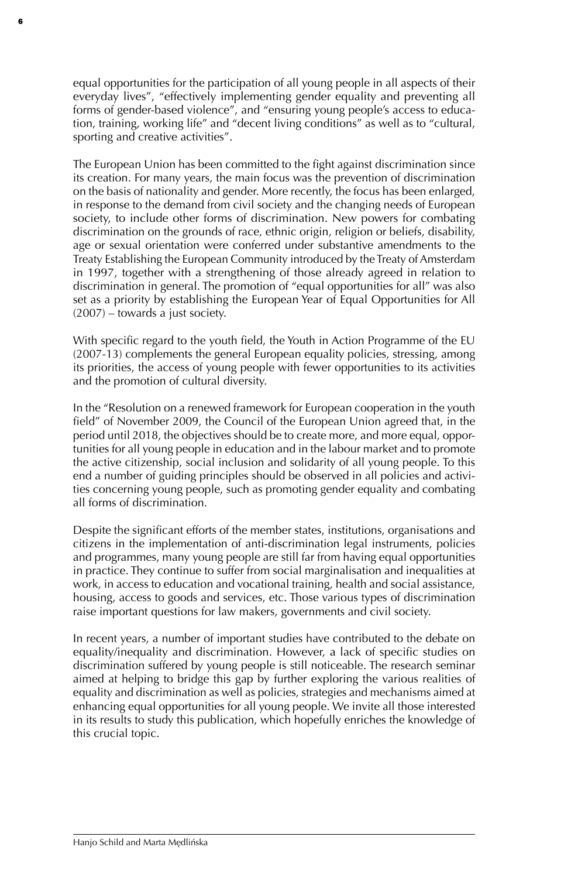equal opportunities for the participation of all young people in all aspects of their everyday lives", "effectively implementing gender equality and preventing all forms of gender-based violence", and "ensuring young people's access to education, training, working life" and "decent living conditions" as well as to "cultural, sporting and creative activities".

The European Union has been committed to the fight against discrimination since its creation. For many years, the main focus was the prevention of discrimination on the basis of nationality and gender. More recently, the focus has been enlarged, in response to the demand from civil society and the changing needs of European society, to include other forms of discrimination. New powers for combating discrimination on the grounds of race, ethnic origin, religion or beliefs, disability, age or sexual orientation were conferred under substantive amendments to the Treaty Establishing the European Community introduced by the Treaty of Amsterdam in 1997, together with a strengthening of those already agreed in relation to discrimination in general. The promotion of "equal opportunities for all" was also set as a priority by establishing the European Year of Equal Opportunities for All (2007) – towards a just society.

With specific regard to the youth field, the Youth in Action Programme of the EU (2007-13) complements the general European equality policies, stressing, among its priorities, the access of young people with fewer opportunities to its activities and the promotion of cultural diversity.

In the "Resolution on a renewed framework for European cooperation in the youth field" of November 2009, the Council of the European Union agreed that, in the period until 2018, the objectives should be to create more, and more equal, opportunities for all young people in education and in the labour market and to promote the active citizenship, social inclusion and solidarity of all young people. To this end a number of guiding principles should be observed in all policies and activities concerning young people, such as promoting gender equality and combating all forms of discrimination.

Despite the significant efforts of the member states, institutions, organisations and citizens in the implementation of anti-discrimination legal instruments, policies and programmes, many young people are still far from having equal opportunities in practice. They continue to suffer from social marginalisation and inequalities at work, in access to education and vocational training, health and social assistance, housing, access to goods and services, etc. Those various types of discrimination raise important questions for law makers, governments and civil society.

In recent years, a number of important studies have contributed to the debate on equality/inequality and discrimination. However, a lack of specific studies on discrimination suffered by young people is still noticeable. The research seminar aimed at helping to bridge this gap by further exploring the various realities of equality and discrimination as well as policies, strategies and mechanisms aimed at enhancing equal opportunities for all young people. We invite all those interested in its results to study this publication, which hopefully enriches the knowledge of this crucial topic.

Hanjo Schild and Marta Mędlińska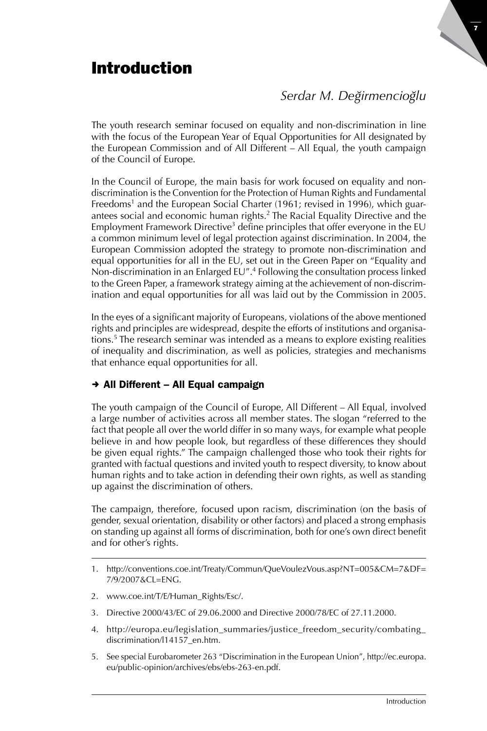# Introduction

*Serdar M. Değirmencioğlu*

The youth research seminar focused on equality and non-discrimination in line with the focus of the European Year of Equal Opportunities for All designated by the European Commission and of All Different – All Equal, the youth campaign of the Council of Europe.

In the Council of Europe, the main basis for work focused on equality and non-discrimination is the Convention for the Protection of Human Rights and Fundamental Freedoms[1] and the European Social Charter (1961; revised in 1996), which guarantees social and economic human rights.[2] The Racial Equality Directive and the Employment Framework Directive[3] define principles that offer everyone in the EU a common minimum level of legal protection against discrimination. In 2004, the European Commission adopted the strategy to promote non-discrimination and equal opportunities for all in the EU, set out in the Green Paper on "Equality and Non-discrimination in an Enlarged EU".[4] Following the consultation process linked to the Green Paper, a framework strategy aiming at the achievement of non-discrimination and equal opportunities for all was laid out by the Commission in 2005.

In the eyes of a significant majority of Europeans, violations of the above mentioned rights and principles are widespread, despite the efforts of institutions and organisations.[5] The research seminar was intended as a means to explore existing realities of inequality and discrimination, as well as policies, strategies and mechanisms that enhance equal opportunities for all.

## ➔ All Different – All Equal campaign

The youth campaign of the Council of Europe, All Different – All Equal, involved a large number of activities across all member states. The slogan "referred to the fact that people all over the world differ in so many ways, for example what people believe in and how people look, but regardless of these differences they should be given equal rights." The campaign challenged those who took their rights for granted with factual questions and invited youth to respect diversity, to know about human rights and to take action in defending their own rights, as well as standing up against the discrimination of others.

The campaign, therefore, focused upon racism, discrimination (on the basis of gender, sexual orientation, disability or other factors) and placed a strong emphasis on standing up against all forms of discrimination, both for one's own direct benefit and for other's rights.

---

1. http://conventions.coe.int/Treaty/Commun/QueVoulezVous.asp?NT=005&CM=7&DF=7/9/2007&CL=ENG.
2. www.coe.int/T/E/Human_Rights/Esc/.
3. Directive 2000/43/EC of 29.06.2000 and Directive 2000/78/EC of 27.11.2000.
4. http://europa.eu/legislation_summaries/justice_freedom_security/combating_discrimination/l14157_en.htm.
5. See special Eurobarometer 263 "Discrimination in the European Union", http://ec.europa.eu/public-opinion/archives/ebs/ebs-263-en.pdf.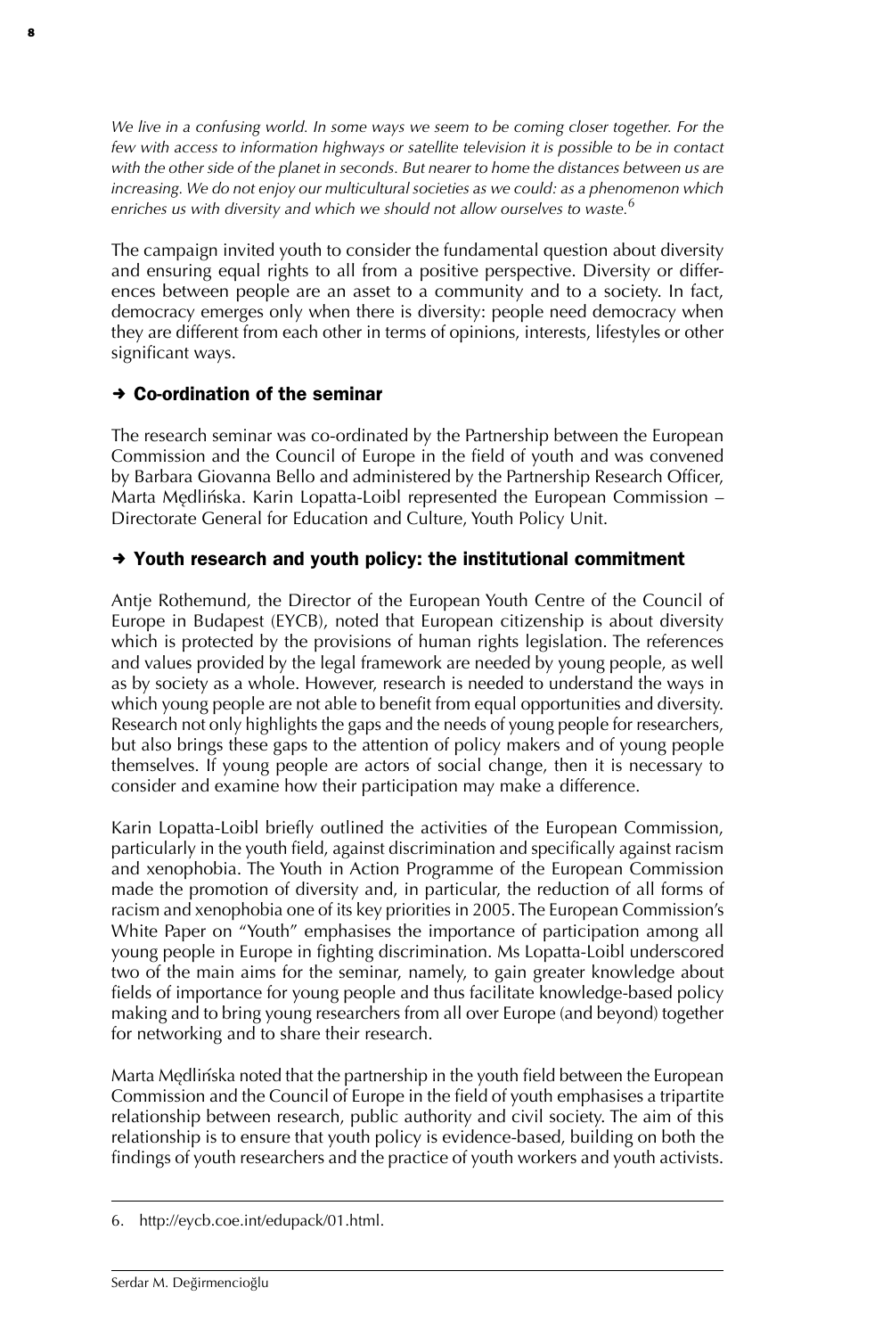*We live in a confusing world. In some ways we seem to be coming closer together. For the few with access to information highways or satellite television it is possible to be in contact with the other side of the planet in seconds. But nearer to home the distances between us are increasing. We do not enjoy our multicultural societies as we could: as a phenomenon which enriches us with diversity and which we should not allow ourselves to waste.*[6]

The campaign invited youth to consider the fundamental question about diversity and ensuring equal rights to all from a positive perspective. Diversity or differences between people are an asset to a community and to a society. In fact, democracy emerges only when there is diversity: people need democracy when they are different from each other in terms of opinions, interests, lifestyles or other significant ways.

## → Co-ordination of the seminar

The research seminar was co-ordinated by the Partnership between the European Commission and the Council of Europe in the field of youth and was convened by Barbara Giovanna Bello and administered by the Partnership Research Officer, Marta Mędlińska. Karin Lopatta-Loibl represented the European Commission – Directorate General for Education and Culture, Youth Policy Unit.

## → Youth research and youth policy: the institutional commitment

Antje Rothemund, the Director of the European Youth Centre of the Council of Europe in Budapest (EYCB), noted that European citizenship is about diversity which is protected by the provisions of human rights legislation. The references and values provided by the legal framework are needed by young people, as well as by society as a whole. However, research is needed to understand the ways in which young people are not able to benefit from equal opportunities and diversity. Research not only highlights the gaps and the needs of young people for researchers, but also brings these gaps to the attention of policy makers and of young people themselves. If young people are actors of social change, then it is necessary to consider and examine how their participation may make a difference.

Karin Lopatta-Loibl briefly outlined the activities of the European Commission, particularly in the youth field, against discrimination and specifically against racism and xenophobia. The Youth in Action Programme of the European Commission made the promotion of diversity and, in particular, the reduction of all forms of racism and xenophobia one of its key priorities in 2005. The European Commission's White Paper on "Youth" emphasises the importance of participation among all young people in Europe in fighting discrimination. Ms Lopatta-Loibl underscored two of the main aims for the seminar, namely, to gain greater knowledge about fields of importance for young people and thus facilitate knowledge-based policy making and to bring young researchers from all over Europe (and beyond) together for networking and to share their research.

Marta Mędlińska noted that the partnership in the youth field between the European Commission and the Council of Europe in the field of youth emphasises a tripartite relationship between research, public authority and civil society. The aim of this relationship is to ensure that youth policy is evidence-based, building on both the findings of youth researchers and the practice of youth workers and youth activists.

---

6. http://eycb.coe.int/edupack/01.html.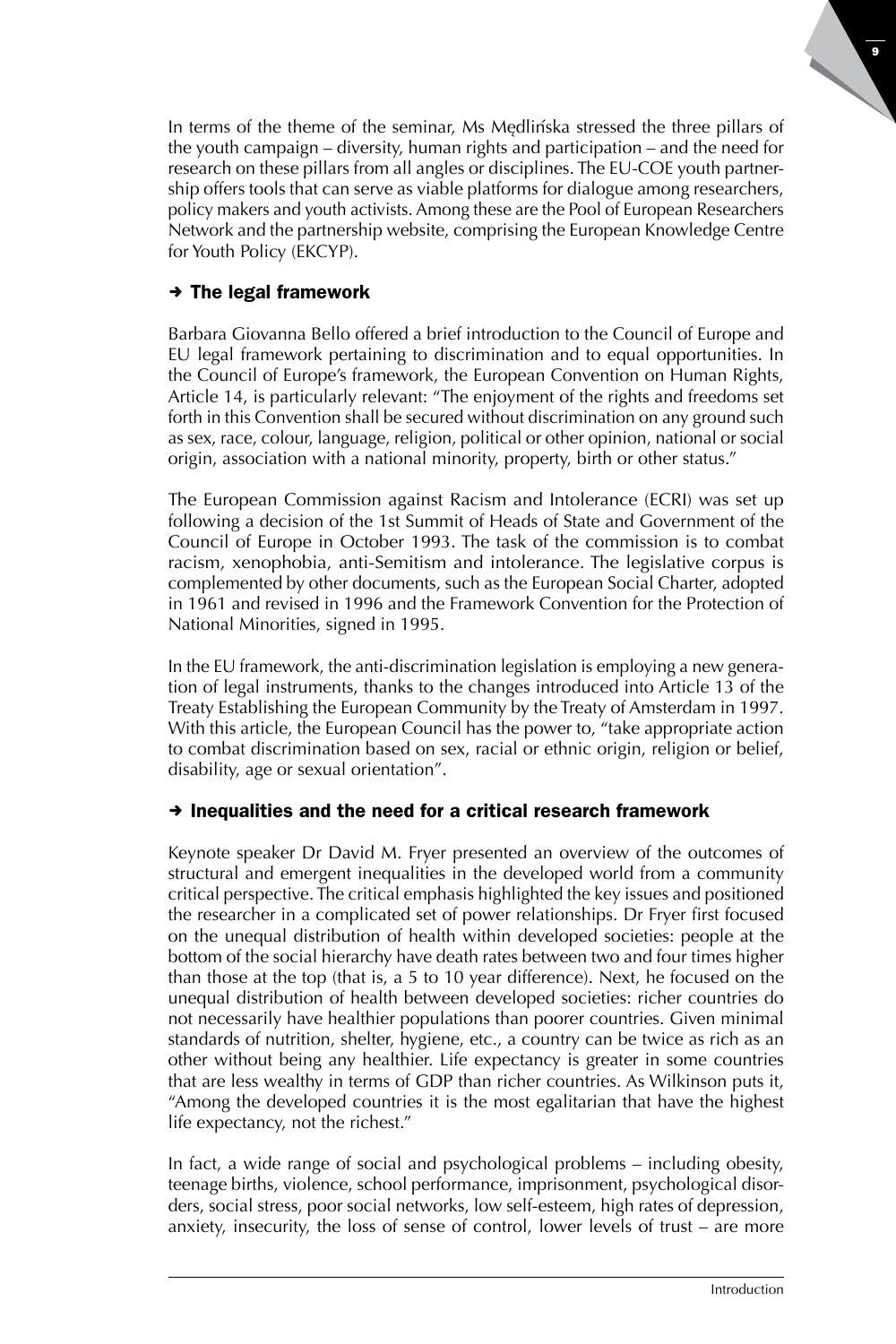In terms of the theme of the seminar, Ms Mędlińska stressed the three pillars of the youth campaign – diversity, human rights and participation – and the need for research on these pillars from all angles or disciplines. The EU-COE youth partnership offers tools that can serve as viable platforms for dialogue among researchers, policy makers and youth activists. Among these are the Pool of European Researchers Network and the partnership website, comprising the European Knowledge Centre for Youth Policy (EKCYP).

## ➔ The legal framework

Barbara Giovanna Bello offered a brief introduction to the Council of Europe and EU legal framework pertaining to discrimination and to equal opportunities. In the Council of Europe's framework, the European Convention on Human Rights, Article 14, is particularly relevant: "The enjoyment of the rights and freedoms set forth in this Convention shall be secured without discrimination on any ground such as sex, race, colour, language, religion, political or other opinion, national or social origin, association with a national minority, property, birth or other status."

The European Commission against Racism and Intolerance (ECRI) was set up following a decision of the 1st Summit of Heads of State and Government of the Council of Europe in October 1993. The task of the commission is to combat racism, xenophobia, anti-Semitism and intolerance. The legislative corpus is complemented by other documents, such as the European Social Charter, adopted in 1961 and revised in 1996 and the Framework Convention for the Protection of National Minorities, signed in 1995.

In the EU framework, the anti-discrimination legislation is employing a new generation of legal instruments, thanks to the changes introduced into Article 13 of the Treaty Establishing the European Community by the Treaty of Amsterdam in 1997. With this article, the European Council has the power to, "take appropriate action to combat discrimination based on sex, racial or ethnic origin, religion or belief, disability, age or sexual orientation".

## ➔ Inequalities and the need for a critical research framework

Keynote speaker Dr David M. Fryer presented an overview of the outcomes of structural and emergent inequalities in the developed world from a community critical perspective. The critical emphasis highlighted the key issues and positioned the researcher in a complicated set of power relationships. Dr Fryer first focused on the unequal distribution of health within developed societies: people at the bottom of the social hierarchy have death rates between two and four times higher than those at the top (that is, a 5 to 10 year difference). Next, he focused on the unequal distribution of health between developed societies: richer countries do not necessarily have healthier populations than poorer countries. Given minimal standards of nutrition, shelter, hygiene, etc., a country can be twice as rich as another without being any healthier. Life expectancy is greater in some countries that are less wealthy in terms of GDP than richer countries. As Wilkinson puts it, "Among the developed countries it is the most egalitarian that have the highest life expectancy, not the richest."

In fact, a wide range of social and psychological problems – including obesity, teenage births, violence, school performance, imprisonment, psychological disorders, social stress, poor social networks, low self-esteem, high rates of depression, anxiety, insecurity, the loss of sense of control, lower levels of trust – are more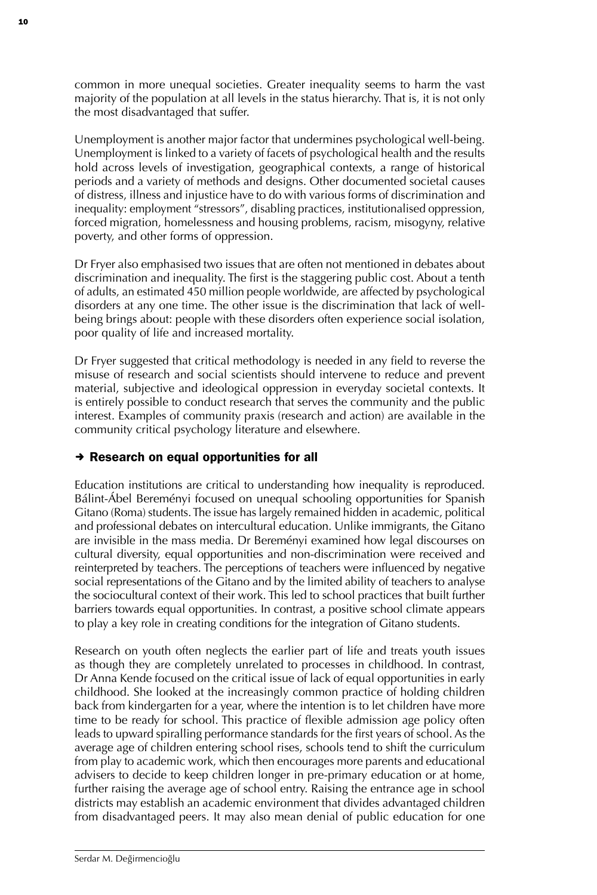common in more unequal societies. Greater inequality seems to harm the vast majority of the population at all levels in the status hierarchy. That is, it is not only the most disadvantaged that suffer.

Unemployment is another major factor that undermines psychological well-being. Unemployment is linked to a variety of facets of psychological health and the results hold across levels of investigation, geographical contexts, a range of historical periods and a variety of methods and designs. Other documented societal causes of distress, illness and injustice have to do with various forms of discrimination and inequality: employment "stressors", disabling practices, institutionalised oppression, forced migration, homelessness and housing problems, racism, misogyny, relative poverty, and other forms of oppression.

Dr Fryer also emphasised two issues that are often not mentioned in debates about discrimination and inequality. The first is the staggering public cost. About a tenth of adults, an estimated 450 million people worldwide, are affected by psychological disorders at any one time. The other issue is the discrimination that lack of well-being brings about: people with these disorders often experience social isolation, poor quality of life and increased mortality.

Dr Fryer suggested that critical methodology is needed in any field to reverse the misuse of research and social scientists should intervene to reduce and prevent material, subjective and ideological oppression in everyday societal contexts. It is entirely possible to conduct research that serves the community and the public interest. Examples of community praxis (research and action) are available in the community critical psychology literature and elsewhere.

### ➜ Research on equal opportunities for all

Education institutions are critical to understanding how inequality is reproduced. Bálint-Ábel Bereményi focused on unequal schooling opportunities for Spanish Gitano (Roma) students. The issue has largely remained hidden in academic, political and professional debates on intercultural education. Unlike immigrants, the Gitano are invisible in the mass media. Dr Bereményi examined how legal discourses on cultural diversity, equal opportunities and non-discrimination were received and reinterpreted by teachers. The perceptions of teachers were influenced by negative social representations of the Gitano and by the limited ability of teachers to analyse the sociocultural context of their work. This led to school practices that built further barriers towards equal opportunities. In contrast, a positive school climate appears to play a key role in creating conditions for the integration of Gitano students.

Research on youth often neglects the earlier part of life and treats youth issues as though they are completely unrelated to processes in childhood. In contrast, Dr Anna Kende focused on the critical issue of lack of equal opportunities in early childhood. She looked at the increasingly common practice of holding children back from kindergarten for a year, where the intention is to let children have more time to be ready for school. This practice of flexible admission age policy often leads to upward spiralling performance standards for the first years of school. As the average age of children entering school rises, schools tend to shift the curriculum from play to academic work, which then encourages more parents and educational advisers to decide to keep children longer in pre-primary education or at home, further raising the average age of school entry. Raising the entrance age in school districts may establish an academic environment that divides advantaged children from disadvantaged peers. It may also mean denial of public education for one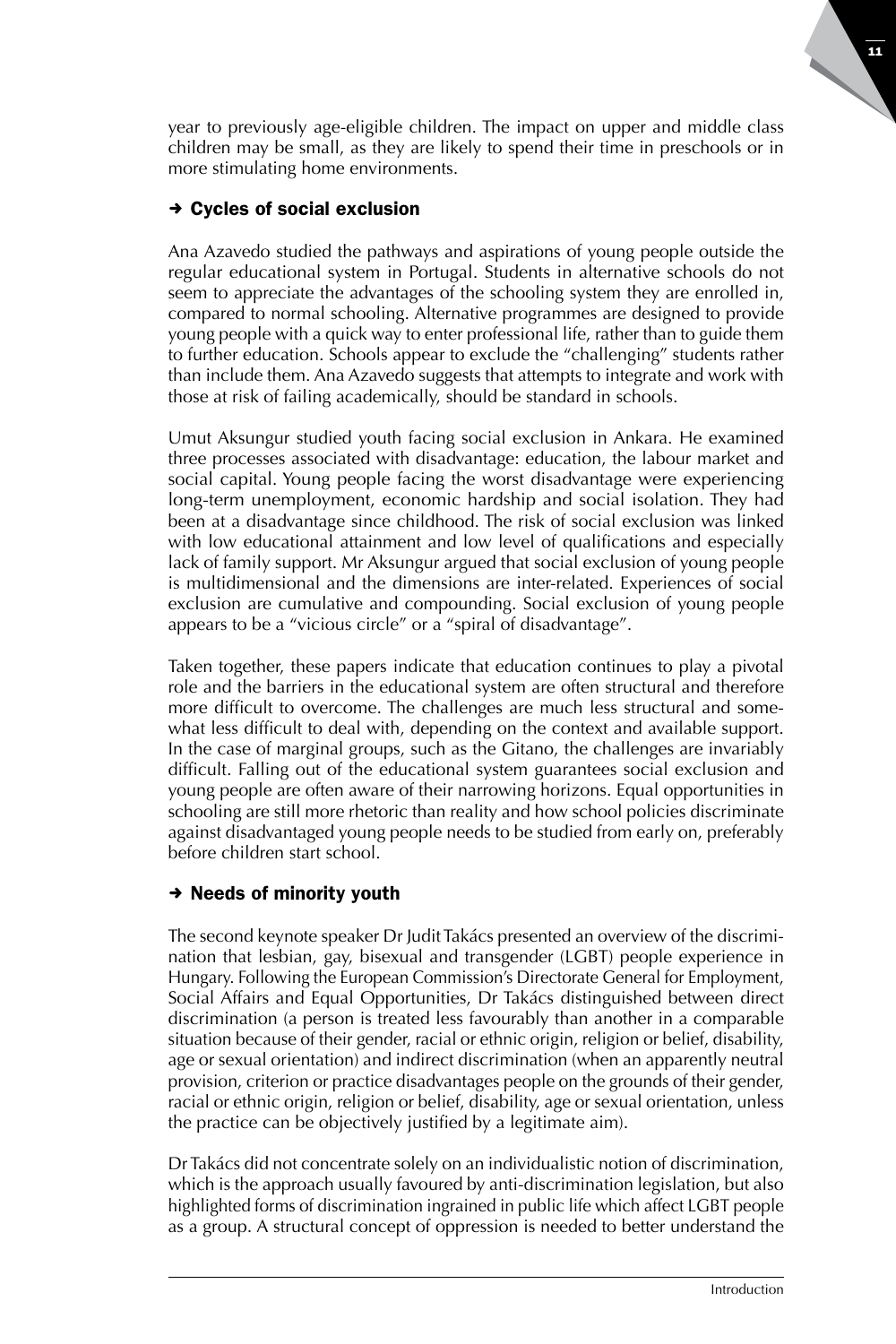year to previously age-eligible children. The impact on upper and middle class children may be small, as they are likely to spend their time in preschools or in more stimulating home environments.

## ➔ Cycles of social exclusion

Ana Azavedo studied the pathways and aspirations of young people outside the regular educational system in Portugal. Students in alternative schools do not seem to appreciate the advantages of the schooling system they are enrolled in, compared to normal schooling. Alternative programmes are designed to provide young people with a quick way to enter professional life, rather than to guide them to further education. Schools appear to exclude the "challenging" students rather than include them. Ana Azavedo suggests that attempts to integrate and work with those at risk of failing academically, should be standard in schools.

Umut Aksungur studied youth facing social exclusion in Ankara. He examined three processes associated with disadvantage: education, the labour market and social capital. Young people facing the worst disadvantage were experiencing long-term unemployment, economic hardship and social isolation. They had been at a disadvantage since childhood. The risk of social exclusion was linked with low educational attainment and low level of qualifications and especially lack of family support. Mr Aksungur argued that social exclusion of young people is multidimensional and the dimensions are inter-related. Experiences of social exclusion are cumulative and compounding. Social exclusion of young people appears to be a "vicious circle" or a "spiral of disadvantage".

Taken together, these papers indicate that education continues to play a pivotal role and the barriers in the educational system are often structural and therefore more difficult to overcome. The challenges are much less structural and somewhat less difficult to deal with, depending on the context and available support. In the case of marginal groups, such as the Gitano, the challenges are invariably difficult. Falling out of the educational system guarantees social exclusion and young people are often aware of their narrowing horizons. Equal opportunities in schooling are still more rhetoric than reality and how school policies discriminate against disadvantaged young people needs to be studied from early on, preferably before children start school.

## ➔ Needs of minority youth

The second keynote speaker Dr Judit Takács presented an overview of the discrimination that lesbian, gay, bisexual and transgender (LGBT) people experience in Hungary. Following the European Commission's Directorate General for Employment, Social Affairs and Equal Opportunities, Dr Takács distinguished between direct discrimination (a person is treated less favourably than another in a comparable situation because of their gender, racial or ethnic origin, religion or belief, disability, age or sexual orientation) and indirect discrimination (when an apparently neutral provision, criterion or practice disadvantages people on the grounds of their gender, racial or ethnic origin, religion or belief, disability, age or sexual orientation, unless the practice can be objectively justified by a legitimate aim).

Dr Takács did not concentrate solely on an individualistic notion of discrimination, which is the approach usually favoured by anti-discrimination legislation, but also highlighted forms of discrimination ingrained in public life which affect LGBT people as a group. A structural concept of oppression is needed to better understand the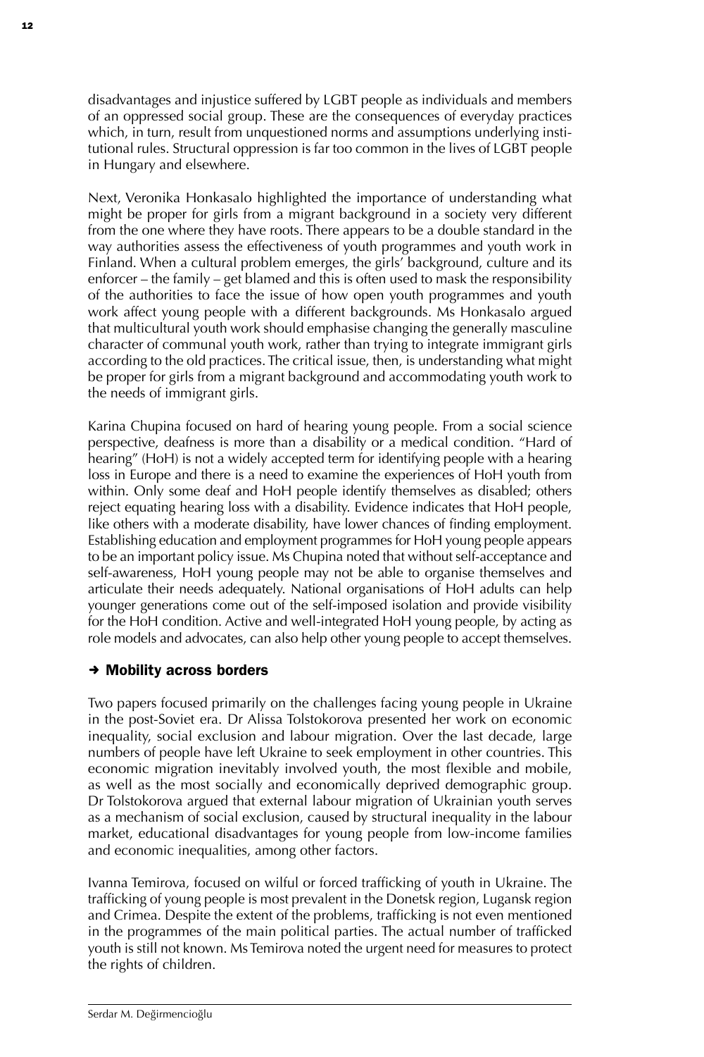disadvantages and injustice suffered by LGBT people as individuals and members of an oppressed social group. These are the consequences of everyday practices which, in turn, result from unquestioned norms and assumptions underlying institutional rules. Structural oppression is far too common in the lives of LGBT people in Hungary and elsewhere.

Next, Veronika Honkasalo highlighted the importance of understanding what might be proper for girls from a migrant background in a society very different from the one where they have roots. There appears to be a double standard in the way authorities assess the effectiveness of youth programmes and youth work in Finland. When a cultural problem emerges, the girls' background, culture and its enforcer – the family – get blamed and this is often used to mask the responsibility of the authorities to face the issue of how open youth programmes and youth work affect young people with a different backgrounds. Ms Honkasalo argued that multicultural youth work should emphasise changing the generally masculine character of communal youth work, rather than trying to integrate immigrant girls according to the old practices. The critical issue, then, is understanding what might be proper for girls from a migrant background and accommodating youth work to the needs of immigrant girls.

Karina Chupina focused on hard of hearing young people. From a social science perspective, deafness is more than a disability or a medical condition. "Hard of hearing" (HoH) is not a widely accepted term for identifying people with a hearing loss in Europe and there is a need to examine the experiences of HoH youth from within. Only some deaf and HoH people identify themselves as disabled; others reject equating hearing loss with a disability. Evidence indicates that HoH people, like others with a moderate disability, have lower chances of finding employment. Establishing education and employment programmes for HoH young people appears to be an important policy issue. Ms Chupina noted that without self-acceptance and self-awareness, HoH young people may not be able to organise themselves and articulate their needs adequately. National organisations of HoH adults can help younger generations come out of the self-imposed isolation and provide visibility for the HoH condition. Active and well-integrated HoH young people, by acting as role models and advocates, can also help other young people to accept themselves.

### → Mobility across borders

Two papers focused primarily on the challenges facing young people in Ukraine in the post-Soviet era. Dr Alissa Tolstokorova presented her work on economic inequality, social exclusion and labour migration. Over the last decade, large numbers of people have left Ukraine to seek employment in other countries. This economic migration inevitably involved youth, the most flexible and mobile, as well as the most socially and economically deprived demographic group. Dr Tolstokorova argued that external labour migration of Ukrainian youth serves as a mechanism of social exclusion, caused by structural inequality in the labour market, educational disadvantages for young people from low-income families and economic inequalities, among other factors.

Ivanna Temirova, focused on wilful or forced trafficking of youth in Ukraine. The trafficking of young people is most prevalent in the Donetsk region, Lugansk region and Crimea. Despite the extent of the problems, trafficking is not even mentioned in the programmes of the main political parties. The actual number of trafficked youth is still not known. Ms Temirova noted the urgent need for measures to protect the rights of children.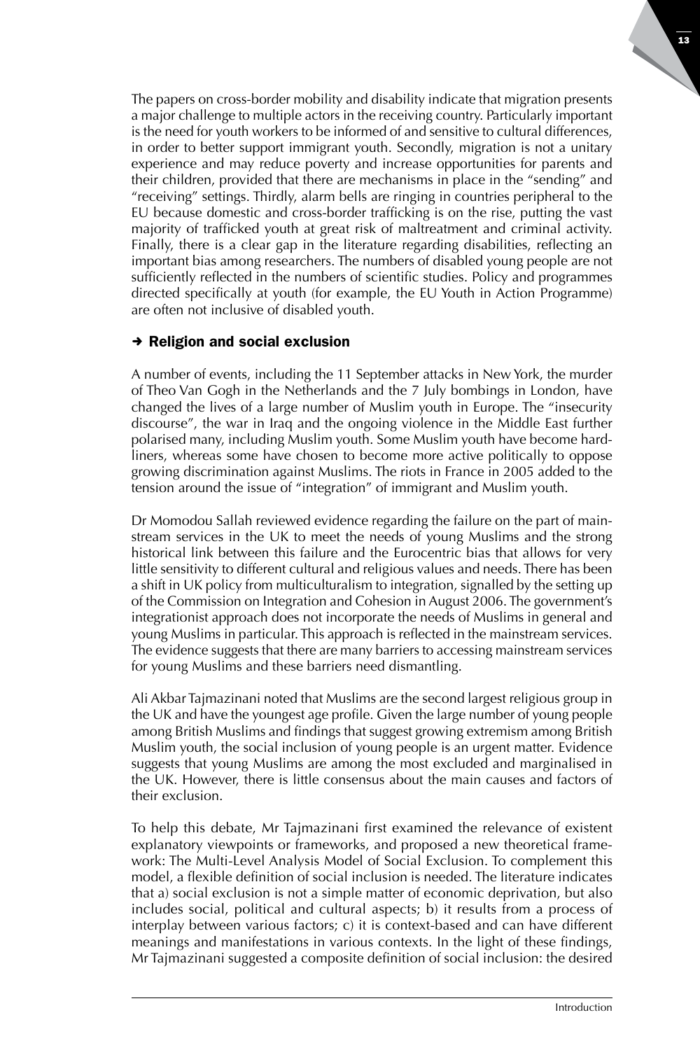The papers on cross-border mobility and disability indicate that migration presents a major challenge to multiple actors in the receiving country. Particularly important is the need for youth workers to be informed of and sensitive to cultural differences, in order to better support immigrant youth. Secondly, migration is not a unitary experience and may reduce poverty and increase opportunities for parents and their children, provided that there are mechanisms in place in the "sending" and "receiving" settings. Thirdly, alarm bells are ringing in countries peripheral to the EU because domestic and cross-border trafficking is on the rise, putting the vast majority of trafficked youth at great risk of maltreatment and criminal activity. Finally, there is a clear gap in the literature regarding disabilities, reflecting an important bias among researchers. The numbers of disabled young people are not sufficiently reflected in the numbers of scientific studies. Policy and programmes directed specifically at youth (for example, the EU Youth in Action Programme) are often not inclusive of disabled youth.

### ➔ Religion and social exclusion

A number of events, including the 11 September attacks in New York, the murder of Theo Van Gogh in the Netherlands and the 7 July bombings in London, have changed the lives of a large number of Muslim youth in Europe. The "insecurity discourse", the war in Iraq and the ongoing violence in the Middle East further polarised many, including Muslim youth. Some Muslim youth have become hardliners, whereas some have chosen to become more active politically to oppose growing discrimination against Muslims. The riots in France in 2005 added to the tension around the issue of "integration" of immigrant and Muslim youth.

Dr Momodou Sallah reviewed evidence regarding the failure on the part of mainstream services in the UK to meet the needs of young Muslims and the strong historical link between this failure and the Eurocentric bias that allows for very little sensitivity to different cultural and religious values and needs. There has been a shift in UK policy from multiculturalism to integration, signalled by the setting up of the Commission on Integration and Cohesion in August 2006. The government's integrationist approach does not incorporate the needs of Muslims in general and young Muslims in particular. This approach is reflected in the mainstream services. The evidence suggests that there are many barriers to accessing mainstream services for young Muslims and these barriers need dismantling.

Ali Akbar Tajmazinani noted that Muslims are the second largest religious group in the UK and have the youngest age profile. Given the large number of young people among British Muslims and findings that suggest growing extremism among British Muslim youth, the social inclusion of young people is an urgent matter. Evidence suggests that young Muslims are among the most excluded and marginalised in the UK. However, there is little consensus about the main causes and factors of their exclusion.

To help this debate, Mr Tajmazinani first examined the relevance of existent explanatory viewpoints or frameworks, and proposed a new theoretical framework: The Multi-Level Analysis Model of Social Exclusion. To complement this model, a flexible definition of social inclusion is needed. The literature indicates that a) social exclusion is not a simple matter of economic deprivation, but also includes social, political and cultural aspects; b) it results from a process of interplay between various factors; c) it is context-based and can have different meanings and manifestations in various contexts. In the light of these findings, Mr Tajmazinani suggested a composite definition of social inclusion: the desired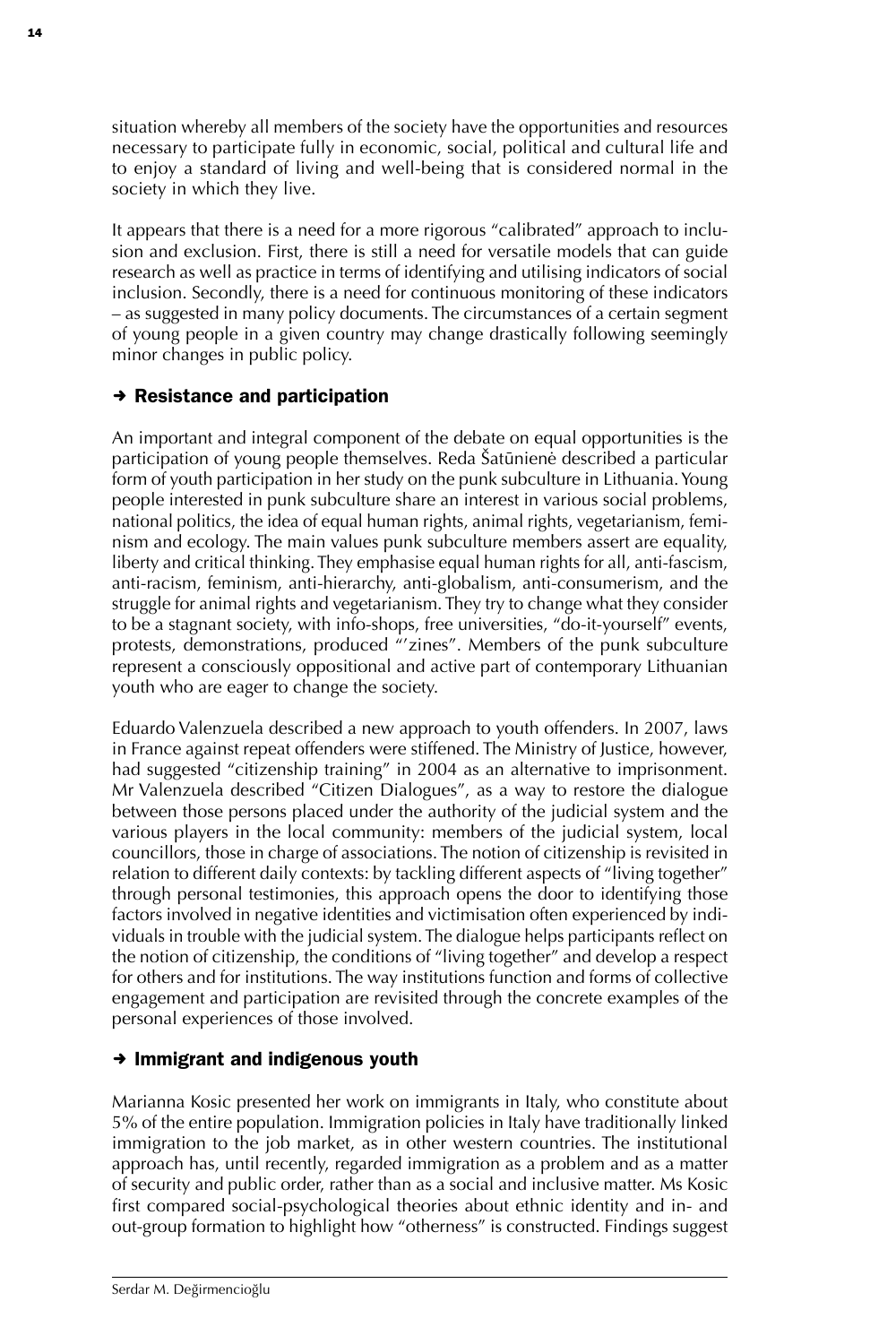situation whereby all members of the society have the opportunities and resources necessary to participate fully in economic, social, political and cultural life and to enjoy a standard of living and well-being that is considered normal in the society in which they live.

It appears that there is a need for a more rigorous "calibrated" approach to inclusion and exclusion. First, there is still a need for versatile models that can guide research as well as practice in terms of identifying and utilising indicators of social inclusion. Secondly, there is a need for continuous monitoring of these indicators – as suggested in many policy documents. The circumstances of a certain segment of young people in a given country may change drastically following seemingly minor changes in public policy.

## ➜ Resistance and participation

An important and integral component of the debate on equal opportunities is the participation of young people themselves. Reda Šatūnienė described a particular form of youth participation in her study on the punk subculture in Lithuania. Young people interested in punk subculture share an interest in various social problems, national politics, the idea of equal human rights, animal rights, vegetarianism, feminism and ecology. The main values punk subculture members assert are equality, liberty and critical thinking. They emphasise equal human rights for all, anti-fascism, anti-racism, feminism, anti-hierarchy, anti-globalism, anti-consumerism, and the struggle for animal rights and vegetarianism. They try to change what they consider to be a stagnant society, with info-shops, free universities, "do-it-yourself" events, protests, demonstrations, produced "'zines". Members of the punk subculture represent a consciously oppositional and active part of contemporary Lithuanian youth who are eager to change the society.

Eduardo Valenzuela described a new approach to youth offenders. In 2007, laws in France against repeat offenders were stiffened. The Ministry of Justice, however, had suggested "citizenship training" in 2004 as an alternative to imprisonment. Mr Valenzuela described "Citizen Dialogues", as a way to restore the dialogue between those persons placed under the authority of the judicial system and the various players in the local community: members of the judicial system, local councillors, those in charge of associations. The notion of citizenship is revisited in relation to different daily contexts: by tackling different aspects of "living together" through personal testimonies, this approach opens the door to identifying those factors involved in negative identities and victimisation often experienced by individuals in trouble with the judicial system. The dialogue helps participants reflect on the notion of citizenship, the conditions of "living together" and develop a respect for others and for institutions. The way institutions function and forms of collective engagement and participation are revisited through the concrete examples of the personal experiences of those involved.

## ➜ Immigrant and indigenous youth

Marianna Kosic presented her work on immigrants in Italy, who constitute about 5% of the entire population. Immigration policies in Italy have traditionally linked immigration to the job market, as in other western countries. The institutional approach has, until recently, regarded immigration as a problem and as a matter of security and public order, rather than as a social and inclusive matter. Ms Kosic first compared social-psychological theories about ethnic identity and in- and out-group formation to highlight how "otherness" is constructed. Findings suggest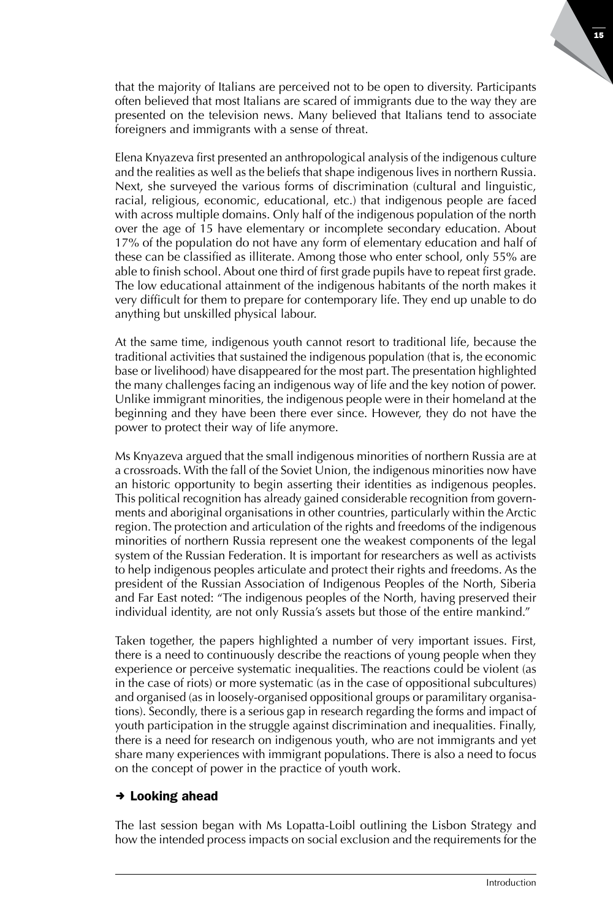that the majority of Italians are perceived not to be open to diversity. Participants often believed that most Italians are scared of immigrants due to the way they are presented on the television news. Many believed that Italians tend to associate foreigners and immigrants with a sense of threat.

Elena Knyazeva first presented an anthropological analysis of the indigenous culture and the realities as well as the beliefs that shape indigenous lives in northern Russia. Next, she surveyed the various forms of discrimination (cultural and linguistic, racial, religious, economic, educational, etc.) that indigenous people are faced with across multiple domains. Only half of the indigenous population of the north over the age of 15 have elementary or incomplete secondary education. About 17% of the population do not have any form of elementary education and half of these can be classified as illiterate. Among those who enter school, only 55% are able to finish school. About one third of first grade pupils have to repeat first grade. The low educational attainment of the indigenous habitants of the north makes it very difficult for them to prepare for contemporary life. They end up unable to do anything but unskilled physical labour.

At the same time, indigenous youth cannot resort to traditional life, because the traditional activities that sustained the indigenous population (that is, the economic base or livelihood) have disappeared for the most part. The presentation highlighted the many challenges facing an indigenous way of life and the key notion of power. Unlike immigrant minorities, the indigenous people were in their homeland at the beginning and they have been there ever since. However, they do not have the power to protect their way of life anymore.

Ms Knyazeva argued that the small indigenous minorities of northern Russia are at a crossroads. With the fall of the Soviet Union, the indigenous minorities now have an historic opportunity to begin asserting their identities as indigenous peoples. This political recognition has already gained considerable recognition from governments and aboriginal organisations in other countries, particularly within the Arctic region. The protection and articulation of the rights and freedoms of the indigenous minorities of northern Russia represent one the weakest components of the legal system of the Russian Federation. It is important for researchers as well as activists to help indigenous peoples articulate and protect their rights and freedoms. As the president of the Russian Association of Indigenous Peoples of the North, Siberia and Far East noted: "The indigenous peoples of the North, having preserved their individual identity, are not only Russia's assets but those of the entire mankind."

Taken together, the papers highlighted a number of very important issues. First, there is a need to continuously describe the reactions of young people when they experience or perceive systematic inequalities. The reactions could be violent (as in the case of riots) or more systematic (as in the case of oppositional subcultures) and organised (as in loosely-organised oppositional groups or paramilitary organisations). Secondly, there is a serious gap in research regarding the forms and impact of youth participation in the struggle against discrimination and inequalities. Finally, there is a need for research on indigenous youth, who are not immigrants and yet share many experiences with immigrant populations. There is also a need to focus on the concept of power in the practice of youth work.

## → Looking ahead

The last session began with Ms Lopatta-Loibl outlining the Lisbon Strategy and how the intended process impacts on social exclusion and the requirements for the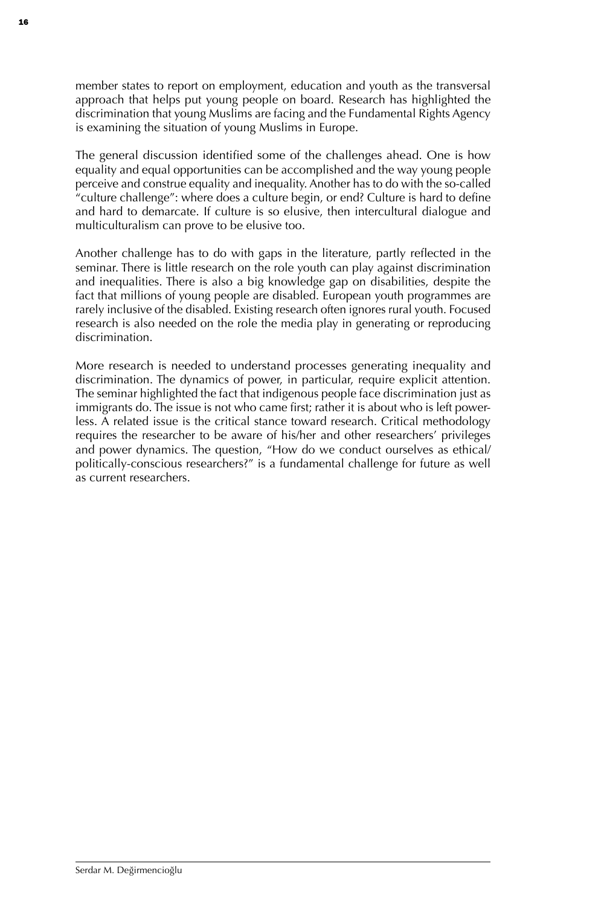member states to report on employment, education and youth as the transversal approach that helps put young people on board. Research has highlighted the discrimination that young Muslims are facing and the Fundamental Rights Agency is examining the situation of young Muslims in Europe.

The general discussion identified some of the challenges ahead. One is how equality and equal opportunities can be accomplished and the way young people perceive and construe equality and inequality. Another has to do with the so-called "culture challenge": where does a culture begin, or end? Culture is hard to define and hard to demarcate. If culture is so elusive, then intercultural dialogue and multiculturalism can prove to be elusive too.

Another challenge has to do with gaps in the literature, partly reflected in the seminar. There is little research on the role youth can play against discrimination and inequalities. There is also a big knowledge gap on disabilities, despite the fact that millions of young people are disabled. European youth programmes are rarely inclusive of the disabled. Existing research often ignores rural youth. Focused research is also needed on the role the media play in generating or reproducing discrimination.

More research is needed to understand processes generating inequality and discrimination. The dynamics of power, in particular, require explicit attention. The seminar highlighted the fact that indigenous people face discrimination just as immigrants do. The issue is not who came first; rather it is about who is left powerless. A related issue is the critical stance toward research. Critical methodology requires the researcher to be aware of his/her and other researchers' privileges and power dynamics. The question, "How do we conduct ourselves as ethical/politically-conscious researchers?" is a fundamental challenge for future as well as current researchers.